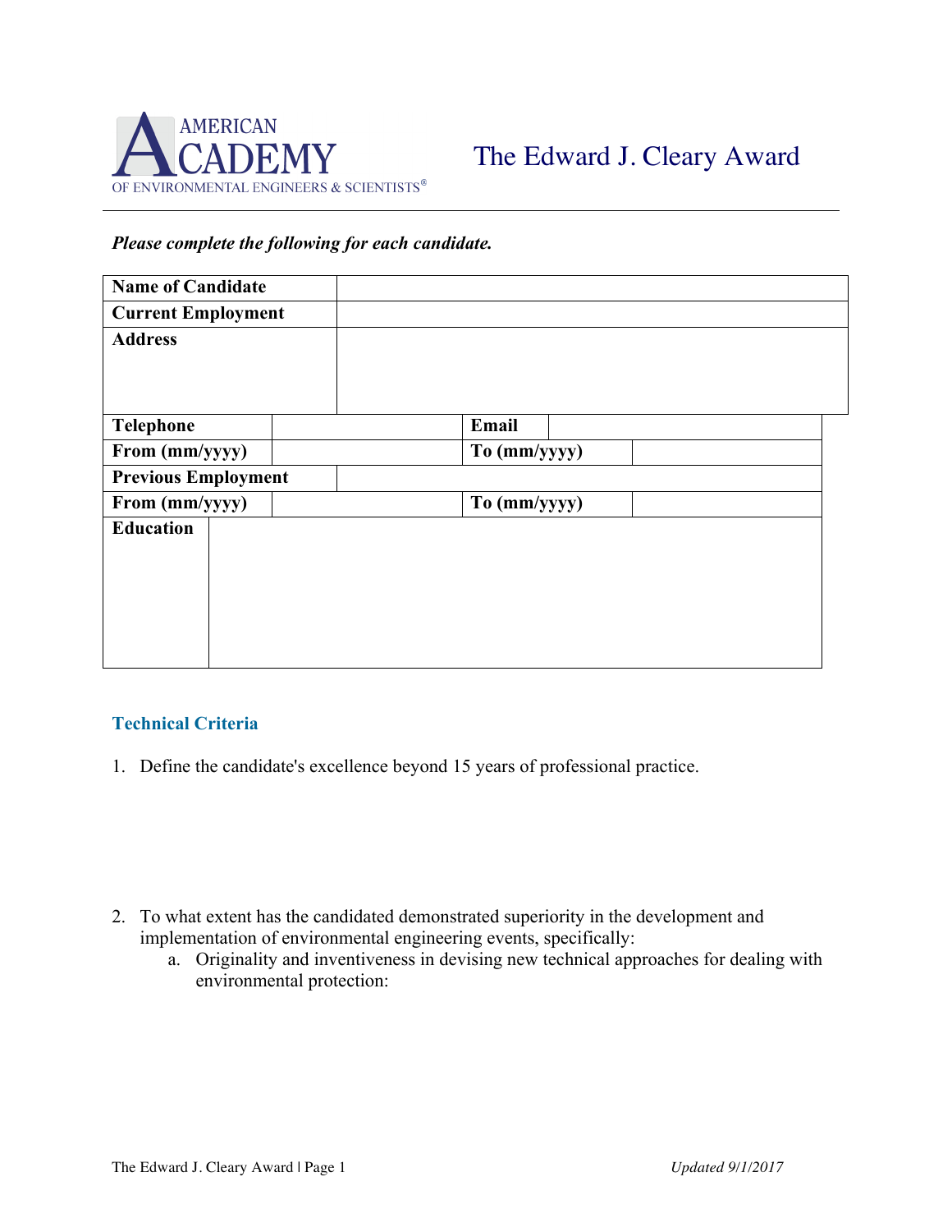AMERICAN ACADEMY OF ENVIRONMENTAL ENGINEERS & SCIENTISTS®

# The Edward J. Cleary Award

***Please complete the following for each candidate.***

| **Name of Candidate** | | | |
|---|---|---|---|
| **Current Employment** | | | |
| **Address** | | | |
| **Telephone** | | **Email** | |
| **From (mm/yyyy)** | | **To (mm/yyyy)** | |
| **Previous Employment** | | | |
| **From (mm/yyyy)** | | **To (mm/yyyy)** | |
| **Education** | | | |

## Technical Criteria

1. Define the candidate's excellence beyond 15 years of professional practice.

2. To what extent has the candidated demonstrated superiority in the development and implementation of environmental engineering events, specifically:
   a. Originality and inventiveness in devising new technical approaches for dealing with environmental protection: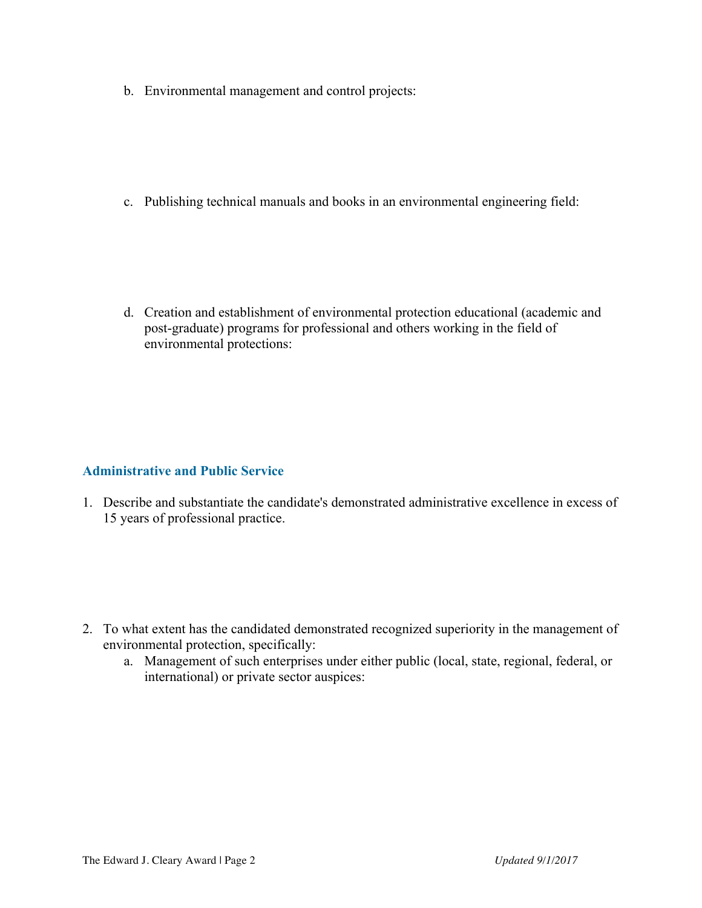b. Environmental management and control projects:

c. Publishing technical manuals and books in an environmental engineering field:

d. Creation and establishment of environmental protection educational (academic and post-graduate) programs for professional and others working in the field of environmental protections:

## Administrative and Public Service

1. Describe and substantiate the candidate's demonstrated administrative excellence in excess of 15 years of professional practice.

2. To what extent has the candidated demonstrated recognized superiority in the management of environmental protection, specifically:
   a. Management of such enterprises under either public (local, state, regional, federal, or international) or private sector auspices: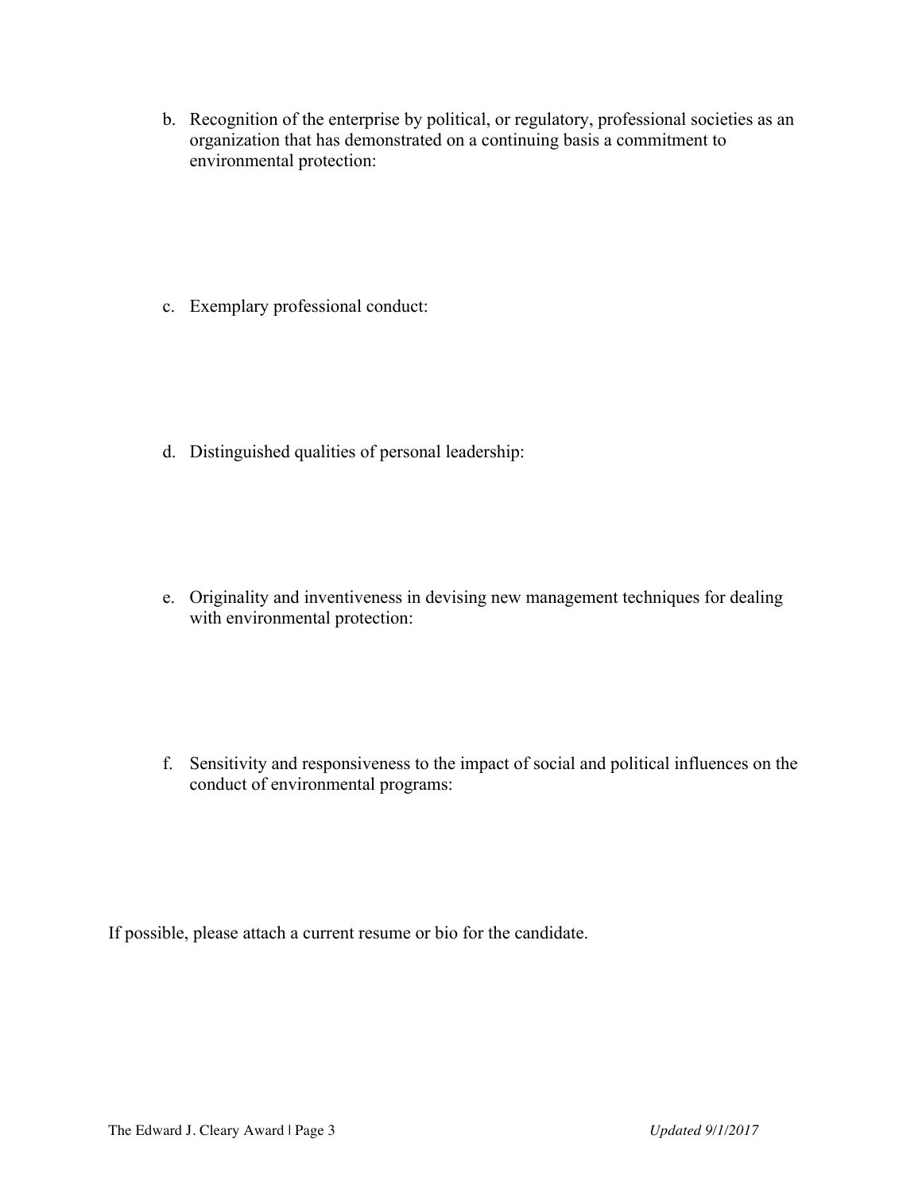b. Recognition of the enterprise by political, or regulatory, professional societies as an organization that has demonstrated on a continuing basis a commitment to environmental protection:

c. Exemplary professional conduct:

d. Distinguished qualities of personal leadership:

e. Originality and inventiveness in devising new management techniques for dealing with environmental protection:

f. Sensitivity and responsiveness to the impact of social and political influences on the conduct of environmental programs:

If possible, please attach a current resume or bio for the candidate.